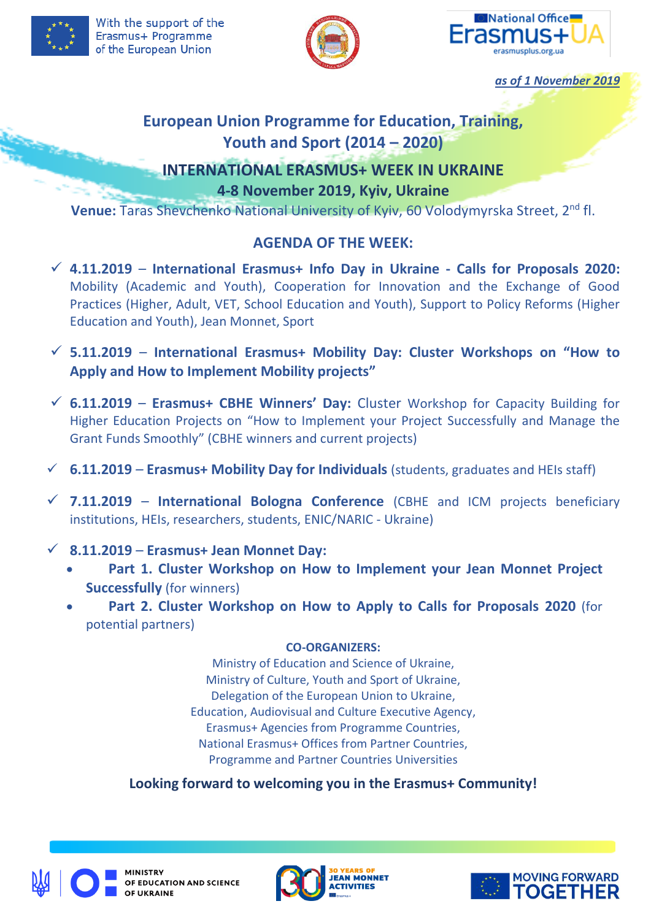With the support of the Erasmus+ Programme of the European Union

National Office Erasmus+ UA
erasmusplus.org.ua

*as of 1 November 2019*

# European Union Programme for Education, Training, Youth and Sport (2014 – 2020)

## INTERNATIONAL ERASMUS+ WEEK IN UKRAINE

### 4-8 November 2019, Kyiv, Ukraine

**Venue:** Taras Shevchenko National University of Kyiv, 60 Volodymyrska Street, 2nd fl.

## AGENDA OF THE WEEK:

- ✓ **4.11.2019 – International Erasmus+ Info Day in Ukraine - Calls for Proposals 2020:** Mobility (Academic and Youth), Cooperation for Innovation and the Exchange of Good Practices (Higher, Adult, VET, School Education and Youth), Support to Policy Reforms (Higher Education and Youth), Jean Monnet, Sport

- ✓ **5.11.2019 – International Erasmus+ Mobility Day: Cluster Workshops on "How to Apply and How to Implement Mobility projects"**

- ✓ **6.11.2019 – Erasmus+ CBHE Winners' Day:** Cluster Workshop for Capacity Building for Higher Education Projects on "How to Implement your Project Successfully and Manage the Grant Funds Smoothly" (CBHE winners and current projects)

- ✓ **6.11.2019 – Erasmus+ Mobility Day for Individuals** (students, graduates and HEIs staff)

- ✓ **7.11.2019 – International Bologna Conference** (CBHE and ICM projects beneficiary institutions, HEIs, researchers, students, ENIC/NARIC - Ukraine)

- ✓ **8.11.2019 – Erasmus+ Jean Monnet Day:**
  - **Part 1. Cluster Workshop on How to Implement your Jean Monnet Project Successfully** (for winners)
  - **Part 2. Cluster Workshop on How to Apply to Calls for Proposals 2020** (for potential partners)

**CO-ORGANIZERS:**

Ministry of Education and Science of Ukraine,
Ministry of Culture, Youth and Sport of Ukraine,
Delegation of the European Union to Ukraine,
Education, Audiovisual and Culture Executive Agency,
Erasmus+ Agencies from Programme Countries,
National Erasmus+ Offices from Partner Countries,
Programme and Partner Countries Universities

**Looking forward to welcoming you in the Erasmus+ Community!**

MINISTRY OF EDUCATION AND SCIENCE OF UKRAINE

30 YEARS OF JEAN MONNET ACTIVITIES

MOVING FORWARD TOGETHER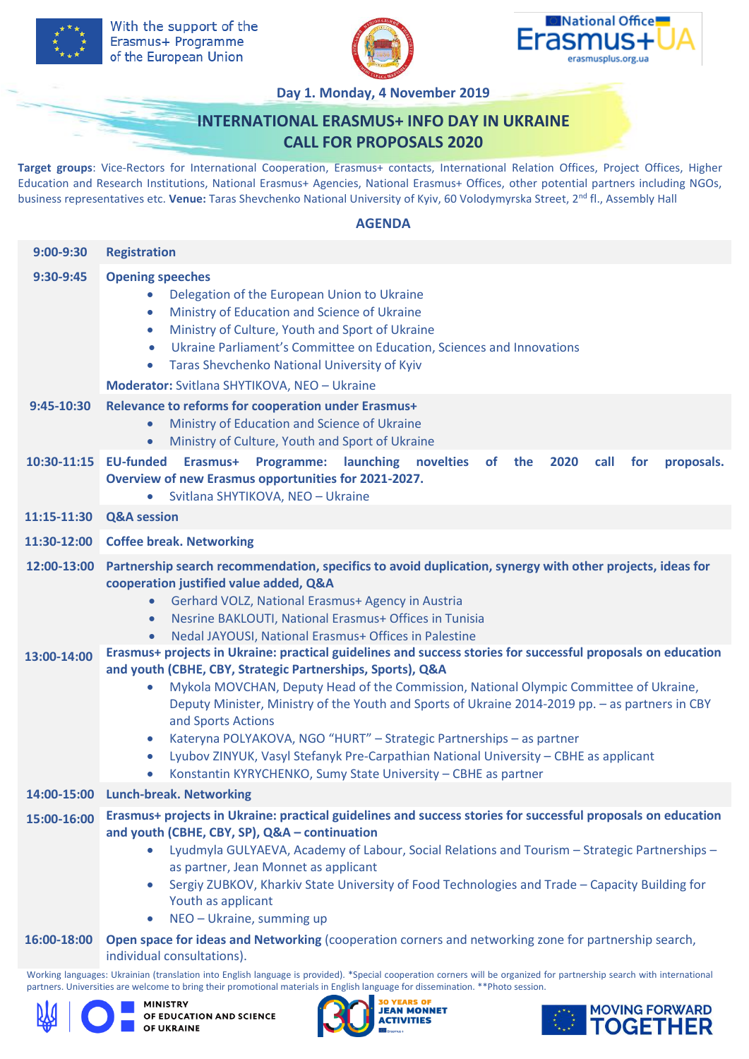With the support of the Erasmus+ Programme of the European Union

National Office Erasmus+ UA
erasmusplus.org.ua

**Day 1. Monday, 4 November 2019**

# INTERNATIONAL ERASMUS+ INFO DAY IN UKRAINE
# CALL FOR PROPOSALS 2020

**Target groups**: Vice-Rectors for International Cooperation, Erasmus+ contacts, International Relation Offices, Project Offices, Higher Education and Research Institutions, National Erasmus+ Agencies, National Erasmus+ Offices, other potential partners including NGOs, business representatives etc. **Venue:** Taras Shevchenko National University of Kyiv, 60 Volodymyrska Street, 2nd fl., Assembly Hall

## AGENDA

| | |
|---|---|
| **9:00-9:30** | **Registration** |
| **9:30-9:45** | **Opening speeches**<br>• Delegation of the European Union to Ukraine<br>• Ministry of Education and Science of Ukraine<br>• Ministry of Culture, Youth and Sport of Ukraine<br>• Ukraine Parliament's Committee on Education, Sciences and Innovations<br>• Taras Shevchenko National University of Kyiv<br>**Moderator:** Svitlana SHYTIKOVA, NEO – Ukraine |
| **9:45-10:30** | **Relevance to reforms for cooperation under Erasmus+**<br>• Ministry of Education and Science of Ukraine<br>• Ministry of Culture, Youth and Sport of Ukraine |
| **10:30-11:15** | **EU-funded Erasmus+ Programme: launching novelties of the 2020 call for proposals. Overview of new Erasmus opportunities for 2021-2027.**<br>• Svitlana SHYTIKOVA, NEO – Ukraine |
| **11:15-11:30** | **Q&A session** |
| **11:30-12:00** | **Coffee break. Networking** |
| **12:00-13:00** | **Partnership search recommendation, specifics to avoid duplication, synergy with other projects, ideas for cooperation justified value added, Q&A**<br>• Gerhard VOLZ, National Erasmus+ Agency in Austria<br>• Nesrine BAKLOUTI, National Erasmus+ Offices in Tunisia<br>• Nedal JAYOUSI, National Erasmus+ Offices in Palestine |
| **13:00-14:00** | **Erasmus+ projects in Ukraine: practical guidelines and success stories for successful proposals on education and youth (CBHE, CBY, Strategic Partnerships, Sports), Q&A**<br>• Mykola MOVCHAN, Deputy Head of the Commission, National Olympic Committee of Ukraine, Deputy Minister, Ministry of the Youth and Sports of Ukraine 2014-2019 pp. – as partners in CBY and Sports Actions<br>• Kateryna POLYAKOVA, NGO "HURT" – Strategic Partnerships – as partner<br>• Lyubov ZINYUK, Vasyl Stefanyk Pre-Carpathian National University – CBHE as applicant<br>• Konstantin KYRYCHENKO, Sumy State University – CBHE as partner |
| **14:00-15:00** | **Lunch-break. Networking** |
| **15:00-16:00** | **Erasmus+ projects in Ukraine: practical guidelines and success stories for successful proposals on education and youth (CBHE, CBY, SP), Q&A – continuation**<br>• Lyudmyla GULYAEVA, Academy of Labour, Social Relations and Tourism – Strategic Partnerships – as partner, Jean Monnet as applicant<br>• Sergiy ZUBKOV, Kharkiv State University of Food Technologies and Trade – Capacity Building for Youth as applicant<br>• NEO – Ukraine, summing up |
| **16:00-18:00** | **Open space for ideas and Networking** (cooperation corners and networking zone for partnership search, individual consultations). |

Working languages: Ukrainian (translation into English language is provided). *Special cooperation corners will be organized for partnership search with international partners. Universities are welcome to bring their promotional materials in English language for dissemination. **Photo session.

MINISTRY OF EDUCATION AND SCIENCE OF UKRAINE

30 YEARS OF JEAN MONNET ACTIVITIES

MOVING FORWARD TOGETHER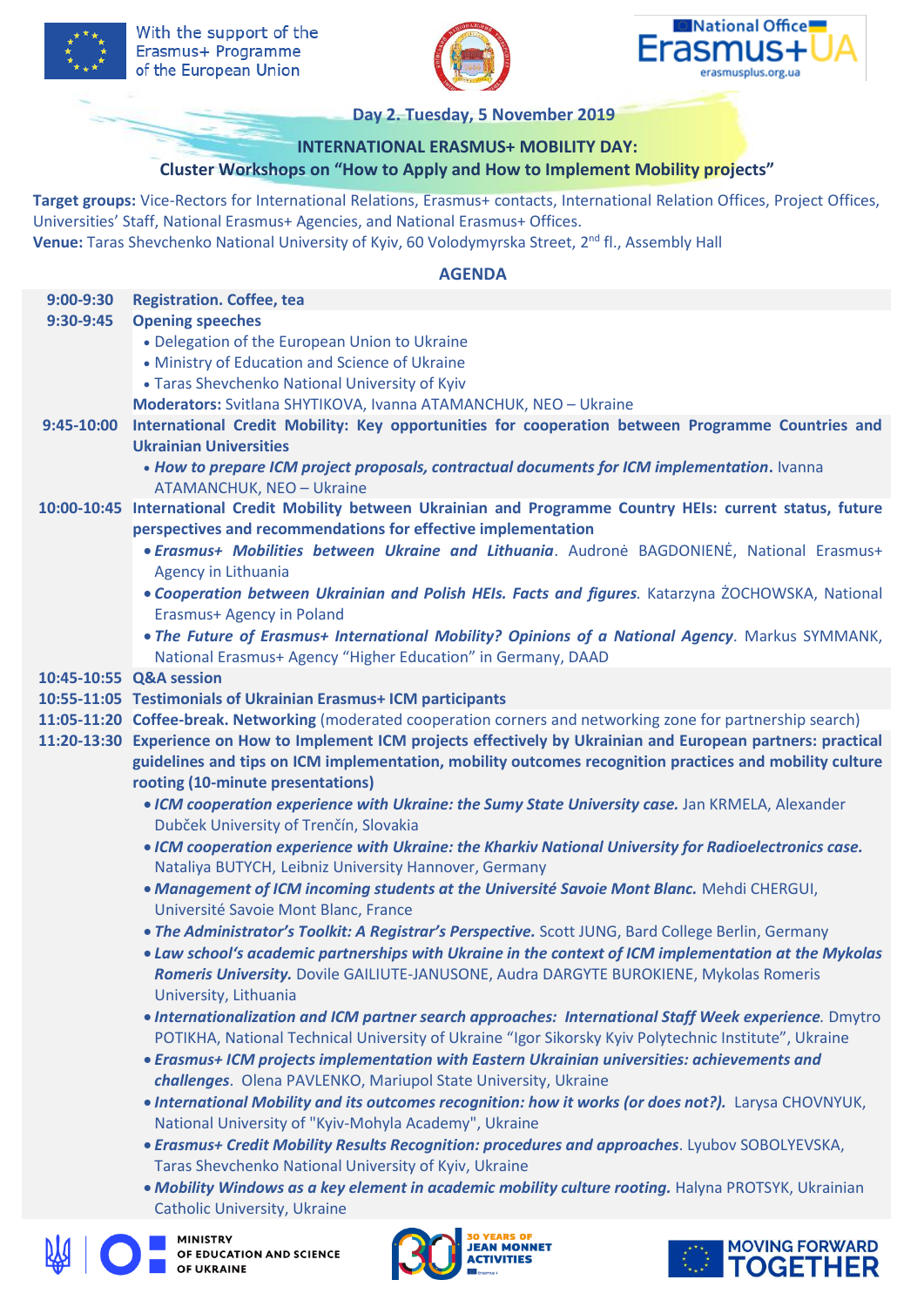With the support of the Erasmus+ Programme of the European Union

National Office Erasmus+ UA
erasmusplus.org.ua

## Day 2. Tuesday, 5 November 2019

## INTERNATIONAL ERASMUS+ MOBILITY DAY:
## Cluster Workshops on "How to Apply and How to Implement Mobility projects"

**Target groups:** Vice-Rectors for International Relations, Erasmus+ contacts, International Relation Offices, Project Offices, Universities' Staff, National Erasmus+ Agencies, and National Erasmus+ Offices.
**Venue:** Taras Shevchenko National University of Kyiv, 60 Volodymyrska Street, 2nd fl., Assembly Hall

### AGENDA

**9:00-9:30** **Registration. Coffee, tea**

**9:30-9:45** **Opening speeches**
- Delegation of the European Union to Ukraine
- Ministry of Education and Science of Ukraine
- Taras Shevchenko National University of Kyiv

**Moderators:** Svitlana SHYTIKOVA, Ivanna ATAMANCHUK, NEO – Ukraine

**9:45-10:00** **International Credit Mobility: Key opportunities for cooperation between Programme Countries and Ukrainian Universities**
- ***How to prepare ICM project proposals, contractual documents for ICM implementation.*** Ivanna ATAMANCHUK, NEO – Ukraine

**10:00-10:45** **International Credit Mobility between Ukrainian and Programme Country HEIs: current status, future perspectives and recommendations for effective implementation**
- ***Erasmus+ Mobilities between Ukraine and Lithuania.*** Audronė BAGDONIENĖ, National Erasmus+ Agency in Lithuania
- ***Cooperation between Ukrainian and Polish HEIs. Facts and figures.*** Katarzyna ŻOCHOWSKA, National Erasmus+ Agency in Poland
- ***The Future of Erasmus+ International Mobility? Opinions of a National Agency.*** Markus SYMMANK, National Erasmus+ Agency "Higher Education" in Germany, DAAD

**10:45-10:55** **Q&A session**

**10:55-11:05** **Testimonials of Ukrainian Erasmus+ ICM participants**

**11:05-11:20** **Coffee-break. Networking** (moderated cooperation corners and networking zone for partnership search)

**11:20-13:30** **Experience on How to Implement ICM projects effectively by Ukrainian and European partners: practical guidelines and tips on ICM implementation, mobility outcomes recognition practices and mobility culture rooting (10-minute presentations)**
- ***ICM cooperation experience with Ukraine: the Sumy State University case.*** Jan KRMELA, Alexander Dubček University of Trenčín, Slovakia
- ***ICM cooperation experience with Ukraine: the Kharkiv National University for Radioelectronics case.*** Nataliya BUTYCH, Leibniz University Hannover, Germany
- ***Management of ICM incoming students at the Université Savoie Mont Blanc.*** Mehdi CHERGUI, Université Savoie Mont Blanc, France
- ***The Administrator's Toolkit: A Registrar's Perspective.*** Scott JUNG, Bard College Berlin, Germany
- ***Law school's academic partnerships with Ukraine in the context of ICM implementation at the Mykolas Romeris University.*** Dovile GAILIUTE-JANUSONE, Audra DARGYTE BUROKIENE, Mykolas Romeris University, Lithuania
- ***Internationalization and ICM partner search approaches: International Staff Week experience.*** Dmytro POTIKHA, National Technical University of Ukraine "Igor Sikorsky Kyiv Polytechnic Institute", Ukraine
- ***Erasmus+ ICM projects implementation with Eastern Ukrainian universities: achievements and challenges.*** Olena PAVLENKO, Mariupol State University, Ukraine
- ***International Mobility and its outcomes recognition: how it works (or does not?).*** Larysa CHOVNYUK, National University of "Kyiv-Mohyla Academy", Ukraine
- ***Erasmus+ Credit Mobility Results Recognition: procedures and approaches.*** Lyubov SOBOLYEVSKA, Taras Shevchenko National University of Kyiv, Ukraine
- ***Mobility Windows as a key element in academic mobility culture rooting.*** Halyna PROTSYK, Ukrainian Catholic University, Ukraine

MINISTRY OF EDUCATION AND SCIENCE OF UKRAINE | 30 YEARS OF JEAN MONNET ACTIVITIES | MOVING FORWARD TOGETHER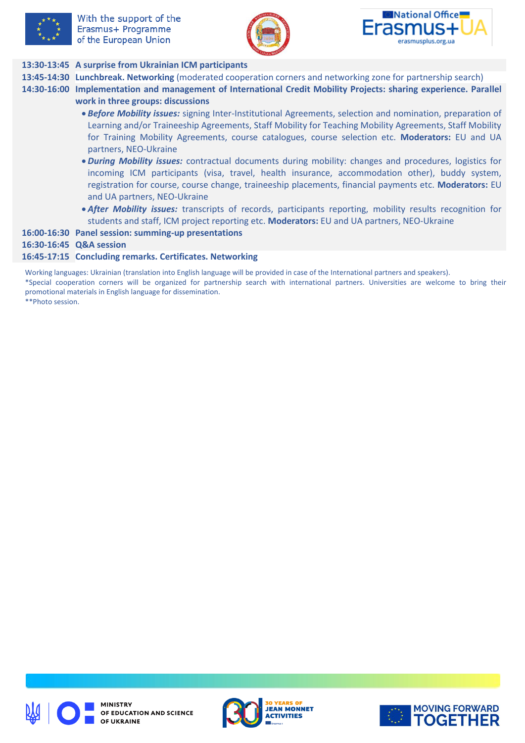**13:30-13:45 A surprise from Ukrainian ICM participants**

**13:45-14:30 Lunchbreak. Networking** (moderated cooperation corners and networking zone for partnership search)

**14:30-16:00 Implementation and management of International Credit Mobility Projects: sharing experience. Parallel work in three groups: discussions**

- ***Before Mobility issues:*** signing Inter-Institutional Agreements, selection and nomination, preparation of Learning and/or Traineeship Agreements, Staff Mobility for Teaching Mobility Agreements, Staff Mobility for Training Mobility Agreements, course catalogues, course selection etc. **Moderators:** EU and UA partners, NEO-Ukraine
- ***During Mobility issues:*** contractual documents during mobility: changes and procedures, logistics for incoming ICM participants (visa, travel, health insurance, accommodation other), buddy system, registration for course, course change, traineeship placements, financial payments etc. **Moderators:** EU and UA partners, NEO-Ukraine
- ***After Mobility issues:*** transcripts of records, participants reporting, mobility results recognition for students and staff, ICM project reporting etc. **Moderators:** EU and UA partners, NEO-Ukraine

**16:00-16:30 Panel session: summing-up presentations**

**16:30-16:45 Q&A session**

**16:45-17:15 Concluding remarks. Certificates. Networking**

Working languages: Ukrainian (translation into English language will be provided in case of the International partners and speakers).

*Special cooperation corners will be organized for partnership search with international partners. Universities are welcome to bring their promotional materials in English language for dissemination.

**Photo session.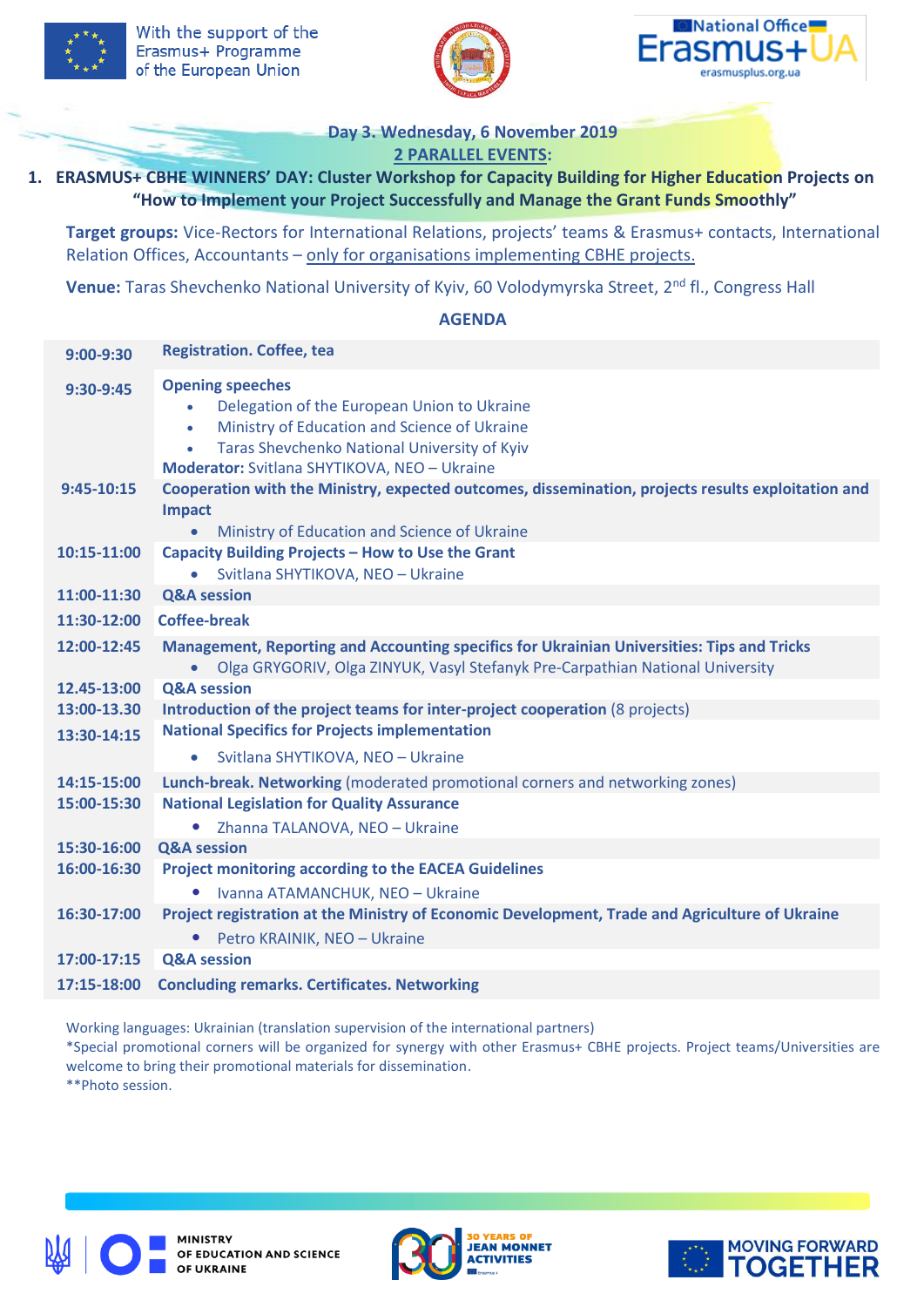With the support of the Erasmus+ Programme of the European Union

National Office Erasmus+ UA
erasmusplus.org.ua

**Day 3. Wednesday, 6 November 2019**

**2 PARALLEL EVENTS:**

1. **ERASMUS+ CBHE WINNERS' DAY: Cluster Workshop for Capacity Building for Higher Education Projects on "How to Implement your Project Successfully and Manage the Grant Funds Smoothly"**

**Target groups:** Vice-Rectors for International Relations, projects' teams & Erasmus+ contacts, International Relation Offices, Accountants – only for organisations implementing CBHE projects.

**Venue:** Taras Shevchenko National University of Kyiv, 60 Volodymyrska Street, 2nd fl., Congress Hall

**AGENDA**

| Time | Session |
|---|---|
| **9:00-9:30** | **Registration. Coffee, tea** |
| **9:30-9:45** | **Opening speeches**<br>• Delegation of the European Union to Ukraine<br>• Ministry of Education and Science of Ukraine<br>• Taras Shevchenko National University of Kyiv<br>**Moderator:** Svitlana SHYTIKOVA, NEO – Ukraine |
| **9:45-10:15** | **Cooperation with the Ministry, expected outcomes, dissemination, projects results exploitation and Impact**<br>• Ministry of Education and Science of Ukraine |
| **10:15-11:00** | **Capacity Building Projects – How to Use the Grant**<br>• Svitlana SHYTIKOVA, NEO – Ukraine |
| **11:00-11:30** | **Q&A session** |
| **11:30-12:00** | **Coffee-break** |
| **12:00-12:45** | **Management, Reporting and Accounting specifics for Ukrainian Universities: Tips and Tricks**<br>• Olga GRYGORIV, Olga ZINYUK, Vasyl Stefanyk Pre-Carpathian National University |
| **12.45-13:00** | **Q&A session** |
| **13:00-13.30** | **Introduction of the project teams for inter-project cooperation** (8 projects) |
| **13:30-14:15** | **National Specifics for Projects implementation**<br>• Svitlana SHYTIKOVA, NEO – Ukraine |
| **14:15-15:00** | **Lunch-break. Networking** (moderated promotional corners and networking zones) |
| **15:00-15:30** | **National Legislation for Quality Assurance**<br>• Zhanna TALANOVA, NEO – Ukraine |
| **15:30-16:00** | **Q&A session** |
| **16:00-16:30** | **Project monitoring according to the EACEA Guidelines**<br>• Ivanna ATAMANCHUK, NEO – Ukraine |
| **16:30-17:00** | **Project registration at the Ministry of Economic Development, Trade and Agriculture of Ukraine**<br>• Petro KRAINIK, NEO – Ukraine |
| **17:00-17:15** | **Q&A session** |
| **17:15-18:00** | **Concluding remarks. Certificates. Networking** |

Working languages: Ukrainian (translation supervision of the international partners)
*Special promotional corners will be organized for synergy with other Erasmus+ CBHE projects. Project teams/Universities are welcome to bring their promotional materials for dissemination.
**Photo session.

MINISTRY OF EDUCATION AND SCIENCE OF UKRAINE

30 YEARS OF JEAN MONNET ACTIVITIES

MOVING FORWARD TOGETHER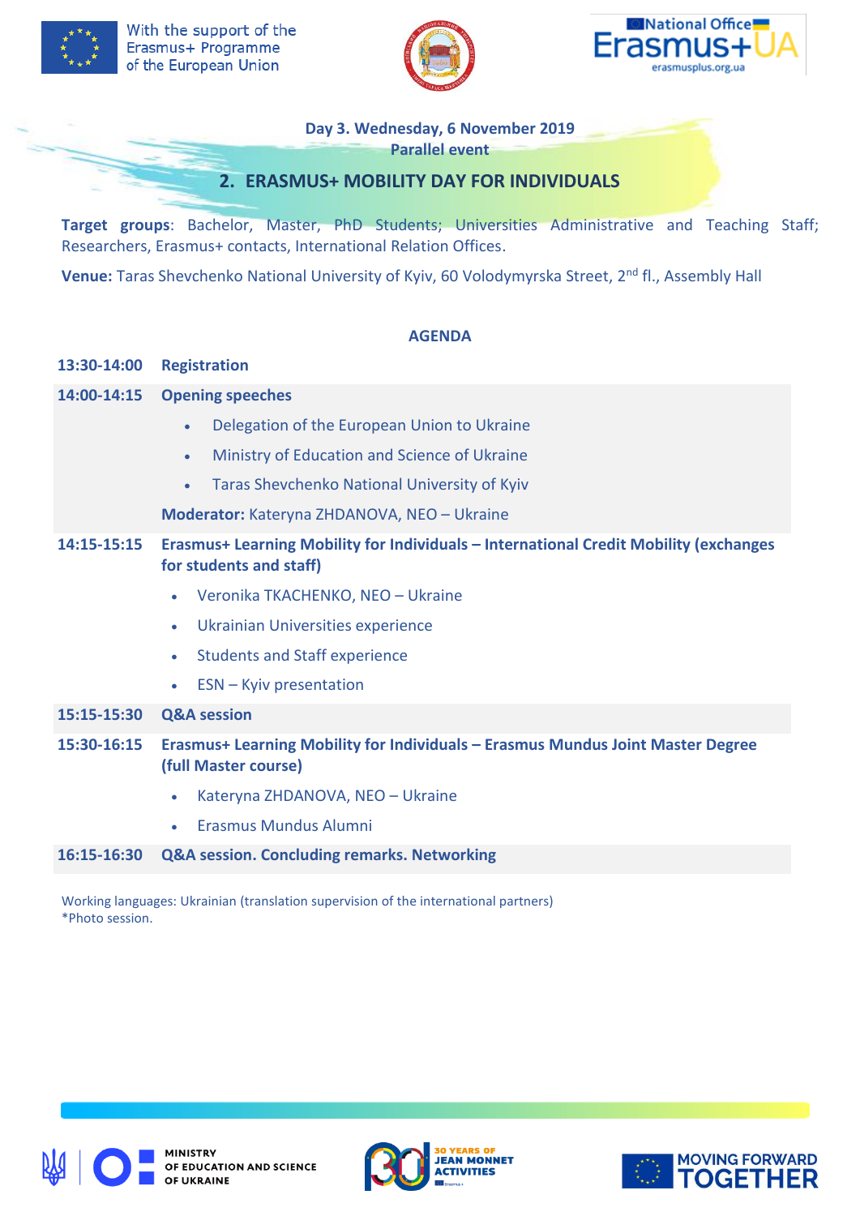With the support of the Erasmus+ Programme of the European Union

National Office Erasmus+ UA
erasmusplus.org.ua

**Day 3. Wednesday, 6 November 2019**

**Parallel event**

## 2. ERASMUS+ MOBILITY DAY FOR INDIVIDUALS

**Target groups**: Bachelor, Master, PhD Students; Universities Administrative and Teaching Staff; Researchers, Erasmus+ contacts, International Relation Offices.

**Venue:** Taras Shevchenko National University of Kyiv, 60 Volodymyrska Street, 2nd fl., Assembly Hall

### AGENDA

**13:30-14:00** **Registration**

**14:00-14:15** **Opening speeches**

- Delegation of the European Union to Ukraine
- Ministry of Education and Science of Ukraine
- Taras Shevchenko National University of Kyiv

**Moderator:** Kateryna ZHDANOVA, NEO – Ukraine

**14:15-15:15** **Erasmus+ Learning Mobility for Individuals – International Credit Mobility (exchanges for students and staff)**

- Veronika TKACHENKO, NEO – Ukraine
- Ukrainian Universities experience
- Students and Staff experience
- ESN – Kyiv presentation

**15:15-15:30** **Q&A session**

**15:30-16:15** **Erasmus+ Learning Mobility for Individuals – Erasmus Mundus Joint Master Degree (full Master course)**

- Kateryna ZHDANOVA, NEO – Ukraine
- Erasmus Mundus Alumni

**16:15-16:30** **Q&A session. Concluding remarks. Networking**

Working languages: Ukrainian (translation supervision of the international partners)
*Photo session.

MINISTRY OF EDUCATION AND SCIENCE OF UKRAINE

30 YEARS OF JEAN MONNET ACTIVITIES

MOVING FORWARD TOGETHER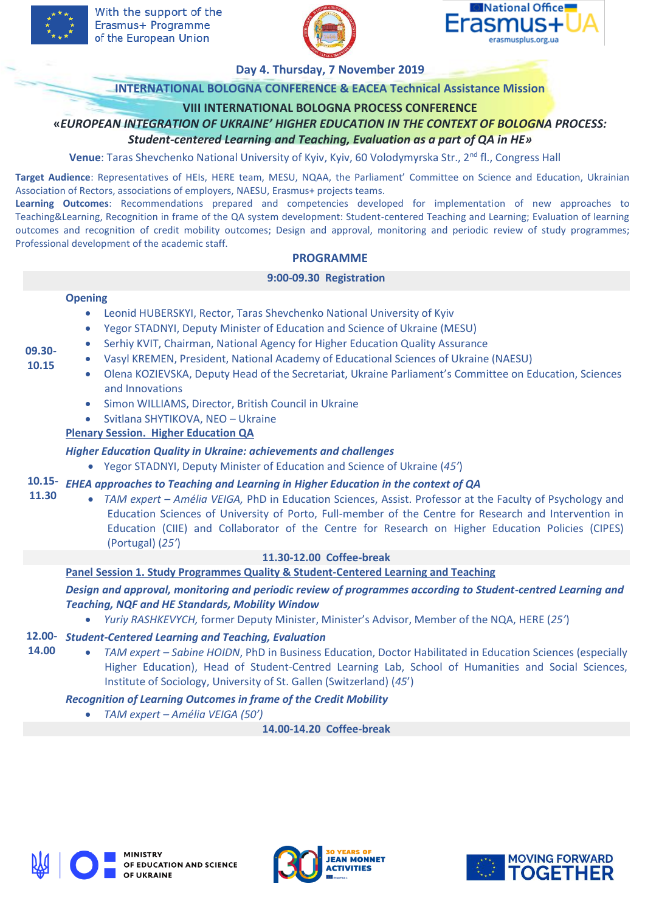With the support of the Erasmus+ Programme of the European Union

National Office Erasmus+ UA
erasmusplus.org.ua

## Day 4. Thursday, 7 November 2019

## INTERNATIONAL BOLOGNA CONFERENCE & EACEA Technical Assistance Mission

### VIII INTERNATIONAL BOLOGNA PROCESS CONFERENCE

### «*EUROPEAN INTEGRATION OF UKRAINE' HIGHER EDUCATION IN THE CONTEXT OF BOLOGNA PROCESS: Student-centered Learning and Teaching, Evaluation as a part of QA in HE*»

**Venue**: Taras Shevchenko National University of Kyiv, Kyiv, 60 Volodymyrska Str., 2nd fl., Congress Hall

**Target Audience**: Representatives of HEIs, HERE team, MESU, NQAA, the Parliament' Committee on Science and Education, Ukrainian Association of Rectors, associations of employers, NAESU, Erasmus+ projects teams.

**Learning Outcomes**: Recommendations prepared and competencies developed for implementation of new approaches to Teaching&Learning, Recognition in frame of the QA system development: Student-centered Teaching and Learning; Evaluation of learning outcomes and recognition of credit mobility outcomes; Design and approval, monitoring and periodic review of study programmes; Professional development of the academic staff.

## PROGRAMME

**9:00-09.30 Registration**

**09.30-10.15**

**Opening**

- Leonid HUBERSKYI, Rector, Taras Shevchenko National University of Kyiv
- Yegor STADNYI, Deputy Minister of Education and Science of Ukraine (MESU)
- Serhiy KVIT, Chairman, National Agency for Higher Education Quality Assurance
- Vasyl KREMEN, President, National Academy of Educational Sciences of Ukraine (NAESU)
- Olena KOZIEVSKA, Deputy Head of the Secretariat, Ukraine Parliament's Committee on Education, Sciences and Innovations
- Simon WILLIAMS, Director, British Council in Ukraine
- Svitlana SHYTIKOVA, NEO – Ukraine

**10.15-11.30**

**Plenary Session. Higher Education QA**

***Higher Education Quality in Ukraine: achievements and challenges***

- Yegor STADNYI, Deputy Minister of Education and Science of Ukraine (*45'*)

***EHEA approaches to Teaching and Learning in Higher Education in the context of QA***

- *TAM expert – Amélia VEIGA,* PhD in Education Sciences, Assist. Professor at the Faculty of Psychology and Education Sciences of University of Porto, Full-member of the Centre for Research and Intervention in Education (CIIE) and Collaborator of the Centre for Research on Higher Education Policies (CIPES) (Portugal) (*25'*)

**11.30-12.00 Coffee-break**

**12.00-14.00**

**Panel Session 1. Study Programmes Quality & Student-Centered Learning and Teaching**

***Design and approval, monitoring and periodic review of programmes according to Student-centred Learning and Teaching, NQF and HE Standards, Mobility Window***

- *Yuriy RASHKEVYCH,* former Deputy Minister, Minister's Advisor, Member of the NQA, HERE (*25'*)

***Student-Centered Learning and Teaching, Evaluation***

- *TAM expert – Sabine HOIDN*, PhD in Business Education, Doctor Habilitated in Education Sciences (especially Higher Education), Head of Student-Centred Learning Lab, School of Humanities and Social Sciences, Institute of Sociology, University of St. Gallen (Switzerland) (45')

***Recognition of Learning Outcomes in frame of the Credit Mobility***

- *TAM expert – Amélia VEIGA (50')*

**14.00-14.20 Coffee-break**

MINISTRY OF EDUCATION AND SCIENCE OF UKRAINE

30 YEARS OF JEAN MONNET ACTIVITIES

MOVING FORWARD TOGETHER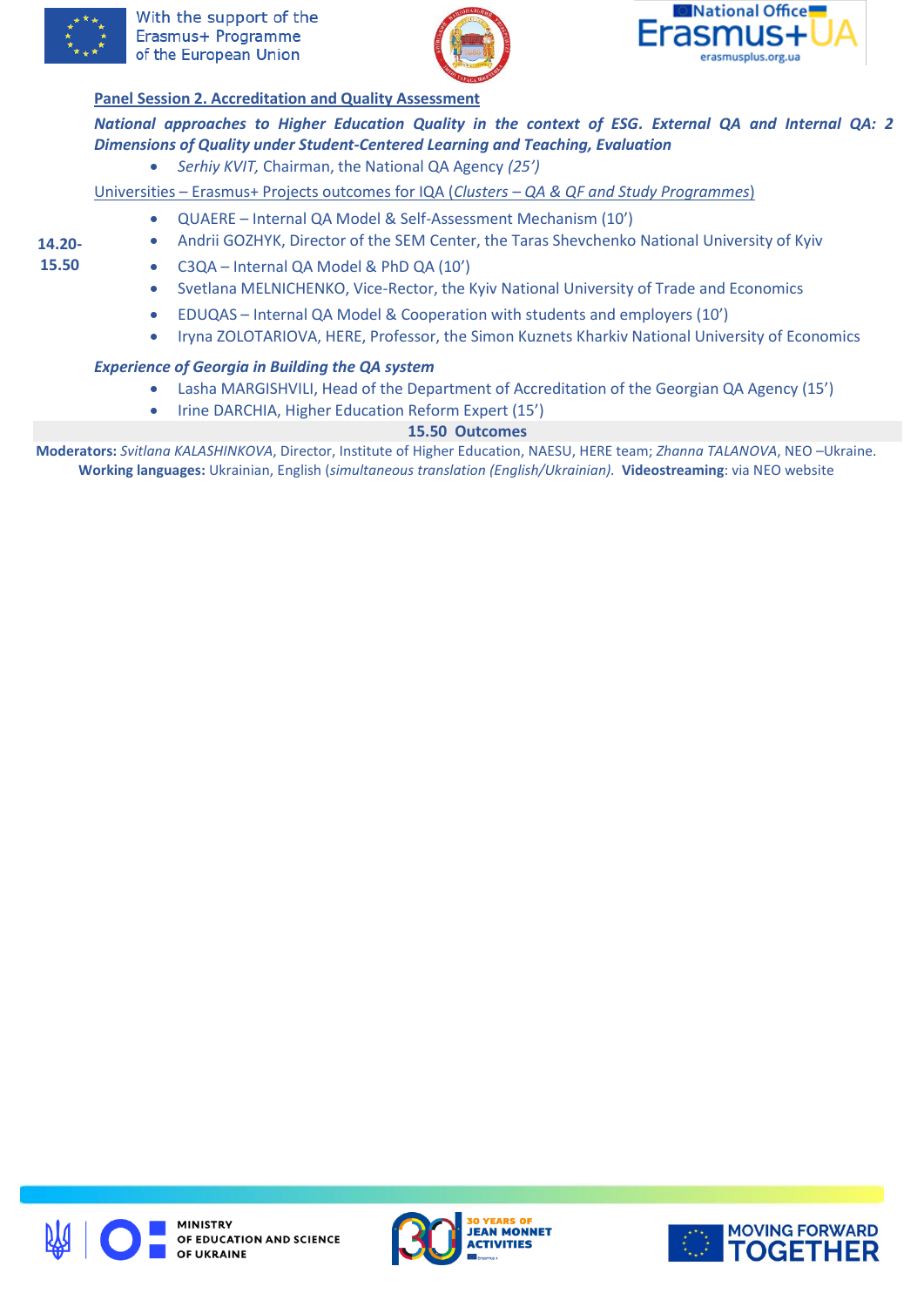**14.20-15.50**

__Panel Session 2. Accreditation and Quality Assessment__

***National approaches to Higher Education Quality in the context of ESG. External QA and Internal QA: 2 Dimensions of Quality under Student-Centered Learning and Teaching, Evaluation***

- *Serhiy KVIT,* Chairman, the National QA Agency *(25')*

Universities – Erasmus+ Projects outcomes for IQA (*Clusters – QA & QF and Study Programmes*)

- QUAERE – Internal QA Model & Self-Assessment Mechanism (10')
- Andrii GOZHYK, Director of the SEM Center, the Taras Shevchenko National University of Kyiv
- C3QA – Internal QA Model & PhD QA (10')
- Svetlana MELNICHENKO, Vice-Rector, the Kyiv National University of Trade and Economics
- EDUQAS – Internal QA Model & Cooperation with students and employers (10')
- Iryna ZOLOTARIOVA, HERE, Professor, the Simon Kuznets Kharkiv National University of Economics

***Experience of Georgia in Building the QA system***

- Lasha MARGISHVILI, Head of the Department of Accreditation of the Georgian QA Agency (15')
- Irine DARCHIA, Higher Education Reform Expert (15')

**15.50 Outcomes**

**Moderators:** *Svitlana KALASHINKOVA*, Director, Institute of Higher Education, NAESU, HERE team; *Zhanna TALANOVA*, NEO –Ukraine.

**Working languages:** Ukrainian, English (*simultaneous translation (English/Ukrainian).* **Videostreaming**: via NEO website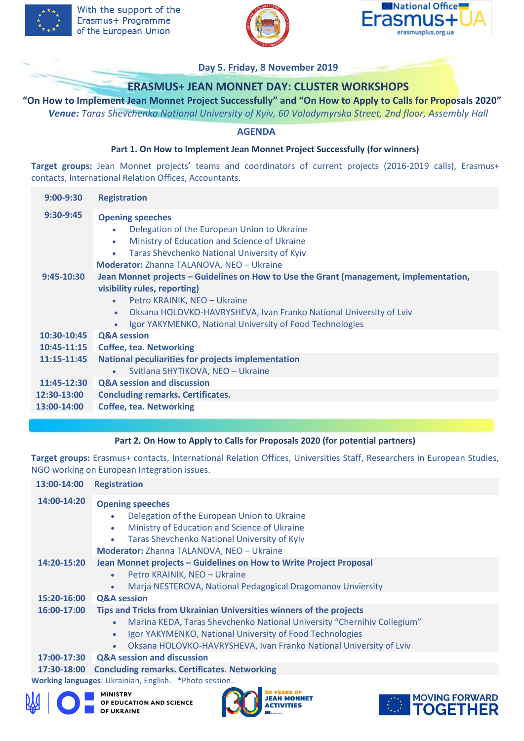With the support of the Erasmus+ Programme of the European Union

National Office Erasmus+ UA
erasmusplus.org.ua

**Day 5. Friday, 8 November 2019**

# ERASMUS+ JEAN MONNET DAY: CLUSTER WORKSHOPS

**"On How to Implement Jean Monnet Project Successfully" and "On How to Apply to Calls for Proposals 2020"**

***Venue:*** *Taras Shevchenko National University of Kyiv, 60 Volodymyrska Street, 2nd floor, Assembly Hall*

## AGENDA

### Part 1. On How to Implement Jean Monnet Project Successfully (for winners)

**Target groups:** Jean Monnet projects' teams and coordinators of current projects (2016-2019 calls), Erasmus+ contacts, International Relation Offices, Accountants.

| | |
|---|---|
| **9:00-9:30** | **Registration** |
| **9:30-9:45** | **Opening speeches**<br>• Delegation of the European Union to Ukraine<br>• Ministry of Education and Science of Ukraine<br>• Taras Shevchenko National University of Kyiv<br>**Moderator:** Zhanna TALANOVA, NEO – Ukraine |
| **9:45-10:30** | **Jean Monnet projects – Guidelines on How to Use the Grant (management, implementation, visibility rules, reporting)**<br>• Petro KRAINIK, NEO – Ukraine<br>• Oksana HOLOVKO-HAVRYSHEVA, Ivan Franko National University of Lviv<br>• Igor YAKYMENKO, National University of Food Technologies |
| **10:30-10:45** | **Q&A session** |
| **10:45-11:15** | **Coffee, tea. Networking** |
| **11:15-11:45** | **National peculiarities for projects implementation**<br>• Svitlana SHYTIKOVA, NEO – Ukraine |
| **11:45-12:30** | **Q&A session and discussion** |
| **12:30-13:00** | **Concluding remarks. Certificates.** |
| **13:00-14:00** | **Coffee, tea. Networking** |

### Part 2. On How to Apply to Calls for Proposals 2020 (for potential partners)

**Target groups:** Erasmus+ contacts, International Relation Offices, Universities Staff, Researchers in European Studies, NGO working on European Integration issues.

| | |
|---|---|
| **13:00-14:00** | **Registration** |
| **14:00-14:20** | **Opening speeches**<br>• Delegation of the European Union to Ukraine<br>• Ministry of Education and Science of Ukraine<br>• Taras Shevchenko National University of Kyiv<br>**Moderator:** Zhanna TALANOVA, NEO – Ukraine |
| **14:20-15:20** | **Jean Monnet projects – Guidelines on How to Write Project Proposal**<br>• Petro KRAINIK, NEO – Ukraine<br>• Marja NESTEROVA, National Pedagogical Dragomanov Unviersity |
| **15:20-16:00** | **Q&A session** |
| **16:00-17:00** | **Tips and Tricks from Ukrainian Universities winners of the projects**<br>• Marina KEDA, Taras Shevchenko National University "Chernihiv Collegium"<br>• Igor YAKYMENKO, National University of Food Technologies<br>• Oksana HOLOVKO-HAVRYSHEVA, Ivan Franko National University of Lviv |
| **17:00-17:30** | **Q&A session and discussion** |
| **17:30-18:00** | **Concluding remarks. Certificates. Networking** |

**Working languages**: Ukrainian, English. *Photo session.

MINISTRY OF EDUCATION AND SCIENCE OF UKRAINE

30 YEARS OF JEAN MONNET ACTIVITIES

MOVING FORWARD TOGETHER